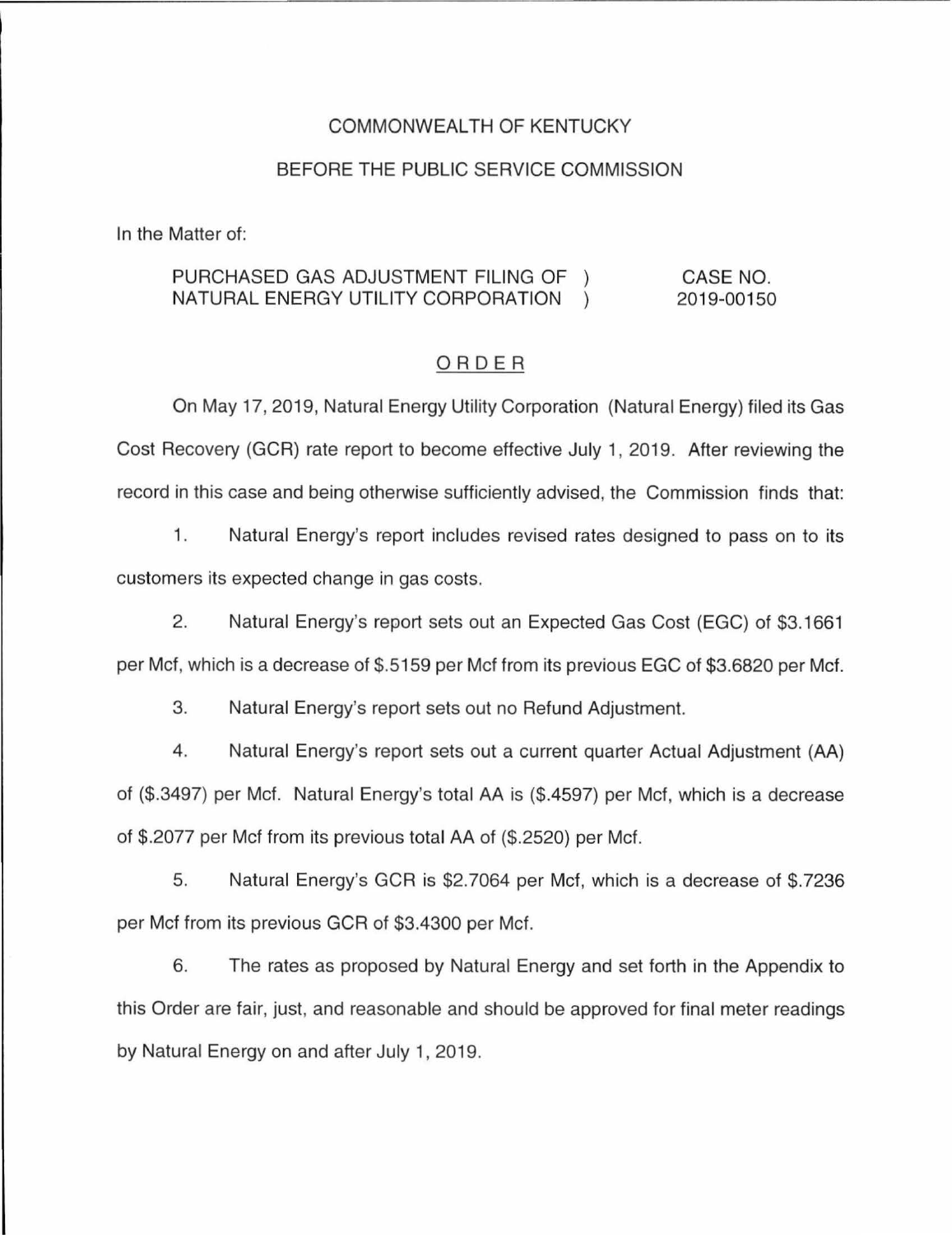COMMONWEALTH OF KENTUCKY

BEFORE THE PUBLIC SERVICE COMMISSION

In the Matter of:

| | | |
|---|---|---|
| PURCHASED GAS ADJUSTMENT FILING OF NATURAL ENERGY UTILITY CORPORATION | ) ) | CASE NO. 2019-00150 |

## ORDER

On May 17, 2019, Natural Energy Utility Corporation (Natural Energy) filed its Gas Cost Recovery (GCR) rate report to become effective July 1, 2019. After reviewing the record in this case and being otherwise sufficiently advised, the Commission finds that:

1. Natural Energy's report includes revised rates designed to pass on to its customers its expected change in gas costs.

2. Natural Energy's report sets out an Expected Gas Cost (EGC) of $3.1661 per Mcf, which is a decrease of $.5159 per Mcf from its previous EGC of $3.6820 per Mcf.

3. Natural Energy's report sets out no Refund Adjustment.

4. Natural Energy's report sets out a current quarter Actual Adjustment (AA) of ($.3497) per Mcf. Natural Energy's total AA is ($.4597) per Mcf, which is a decrease of $.2077 per Mcf from its previous total AA of ($.2520) per Mcf.

5. Natural Energy's GCR is $2.7064 per Mcf, which is a decrease of $.7236 per Mcf from its previous GCR of $3.4300 per Mcf.

6. The rates as proposed by Natural Energy and set forth in the Appendix to this Order are fair, just, and reasonable and should be approved for final meter readings by Natural Energy on and after July 1, 2019.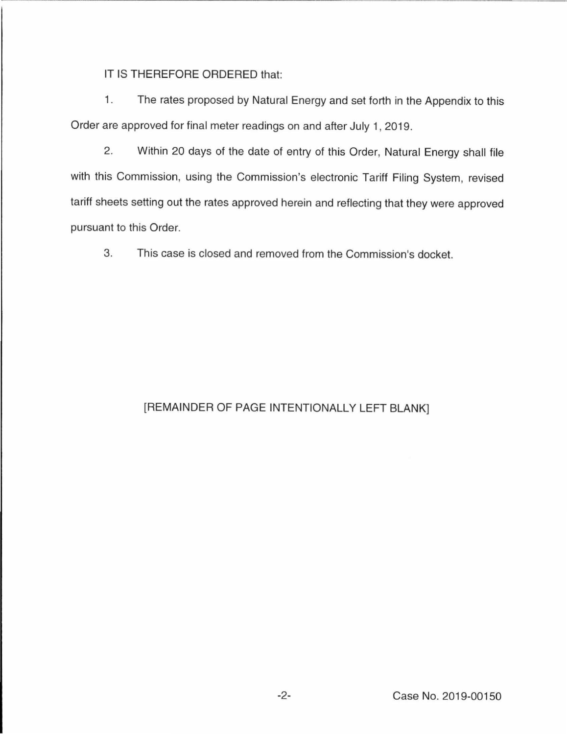IT IS THEREFORE ORDERED that:

1. The rates proposed by Natural Energy and set forth in the Appendix to this Order are approved for final meter readings on and after July 1, 2019.

2. Within 20 days of the date of entry of this Order, Natural Energy shall file with this Commission, using the Commission's electronic Tariff Filing System, revised tariff sheets setting out the rates approved herein and reflecting that they were approved pursuant to this Order.

3. This case is closed and removed from the Commission's docket.

[REMAINDER OF PAGE INTENTIONALLY LEFT BLANK]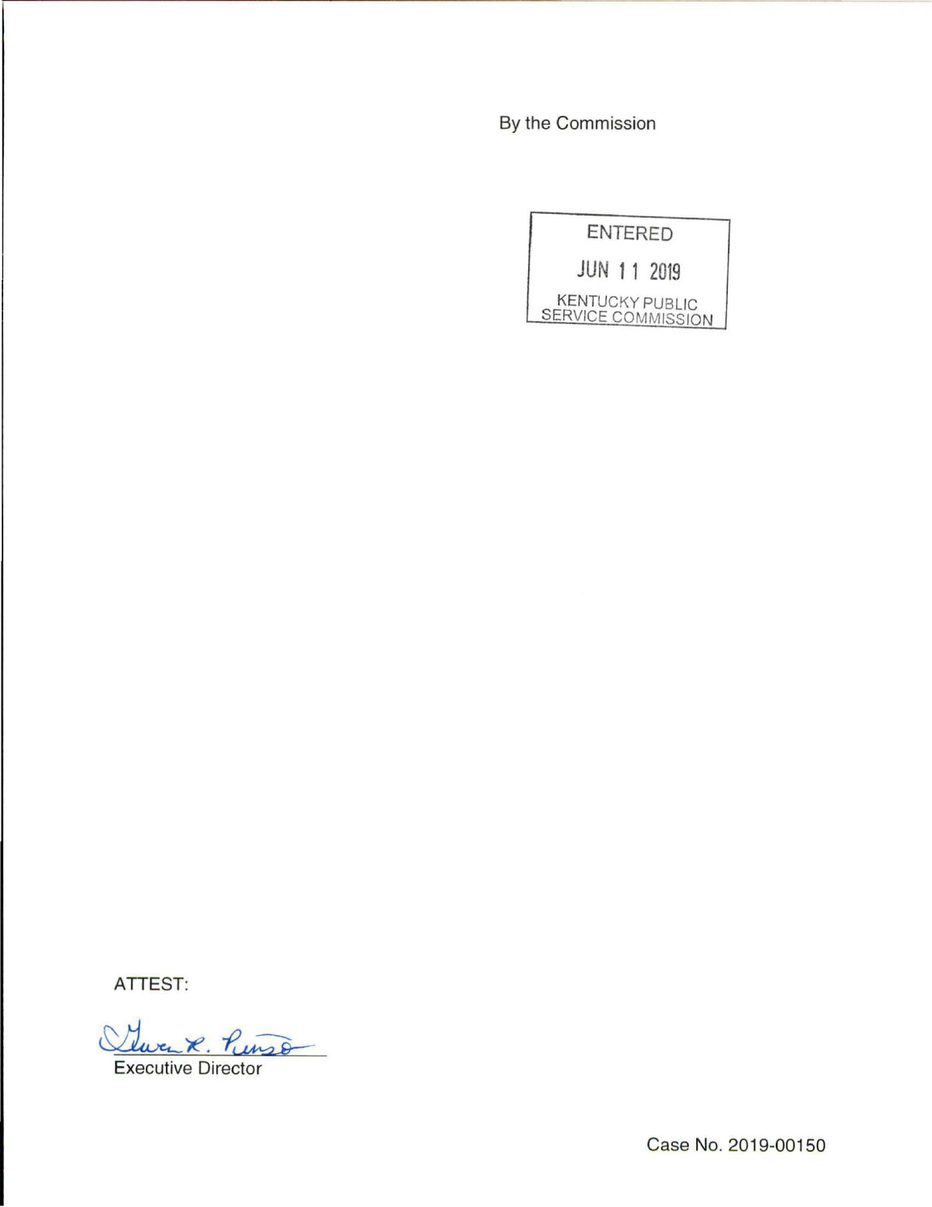By the Commission

ENTERED

JUN 11 2019

KENTUCKY PUBLIC SERVICE COMMISSION

ATTEST:

Gwen R. Pinson

Executive Director

Case No. 2019-00150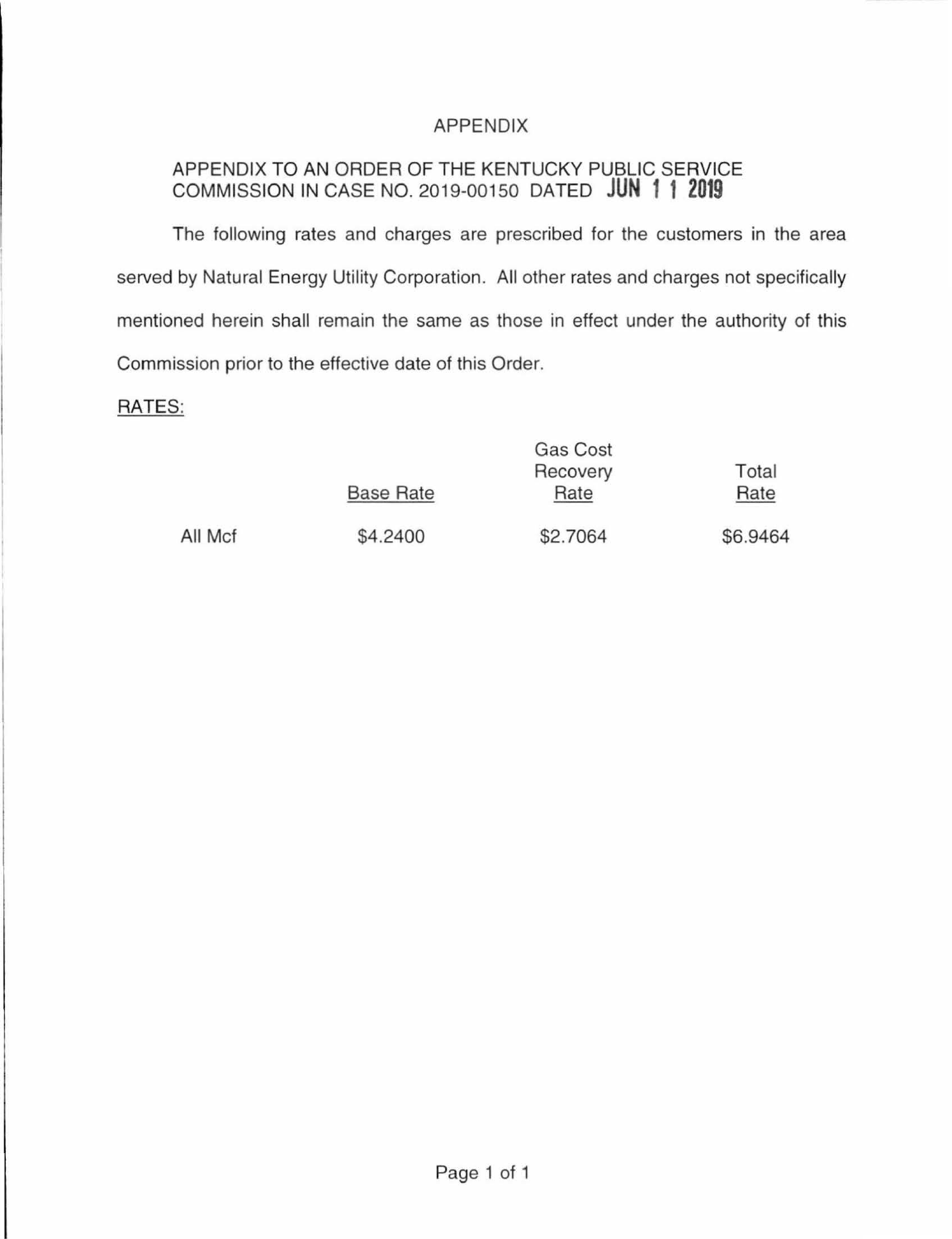# APPENDIX

APPENDIX TO AN ORDER OF THE KENTUCKY PUBLIC SERVICE COMMISSION IN CASE NO. 2019-00150 DATED **JUN 11 2019**

The following rates and charges are prescribed for the customers in the area served by Natural Energy Utility Corporation. All other rates and charges not specifically mentioned herein shall remain the same as those in effect under the authority of this Commission prior to the effective date of this Order.

RATES:

| | Base Rate | Gas Cost Recovery Rate | Total Rate |
|---|---|---|---|
| All Mcf | \$4.2400 | \$2.7064 | \$6.9464 |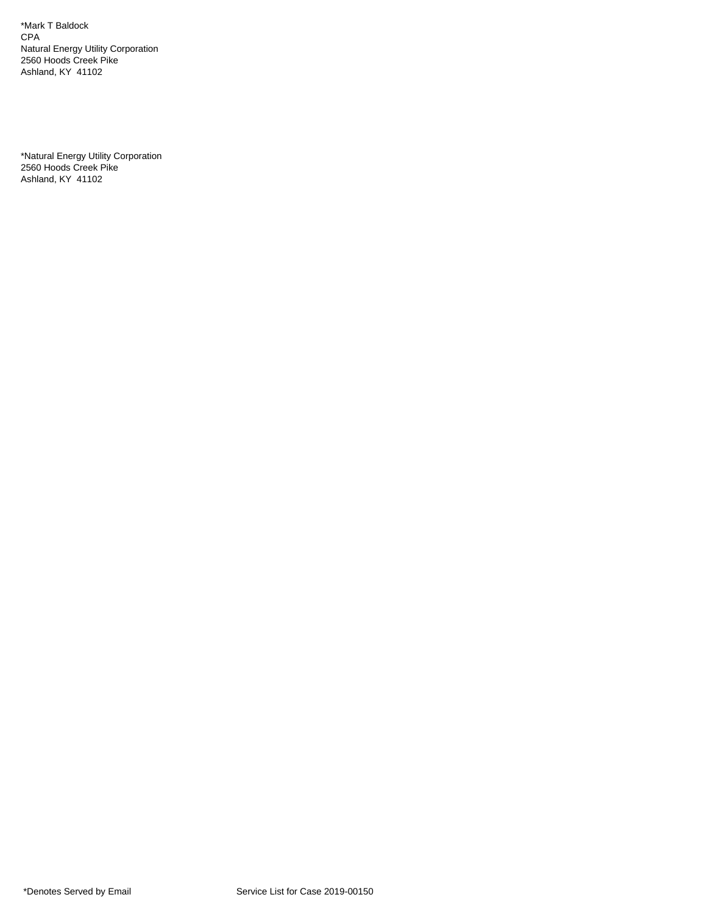*Mark T Baldock
CPA
Natural Energy Utility Corporation
2560 Hoods Creek Pike
Ashland, KY 41102

*Natural Energy Utility Corporation
2560 Hoods Creek Pike
Ashland, KY 41102

*Denotes Served by Email

Service List for Case 2019-00150